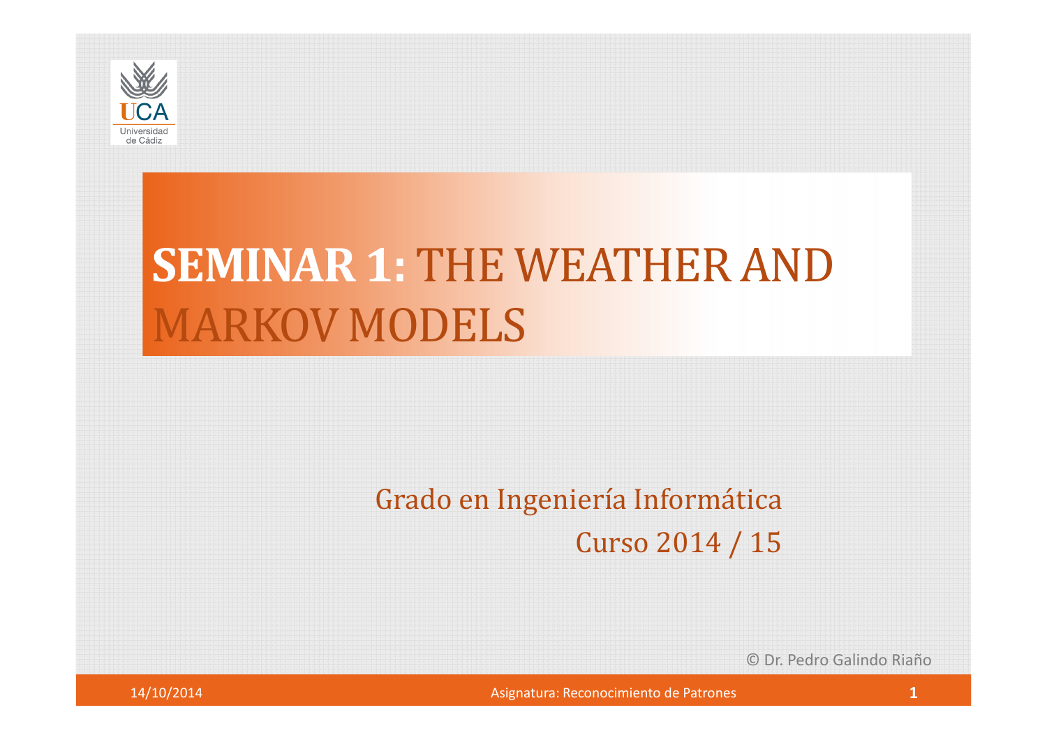# SEMINAR 1: THE WEATHER AND MARKOV MODELS

Grado en Ingeniería Informática

Curso 2014 / 15

© Dr. Pedro Galindo Riaño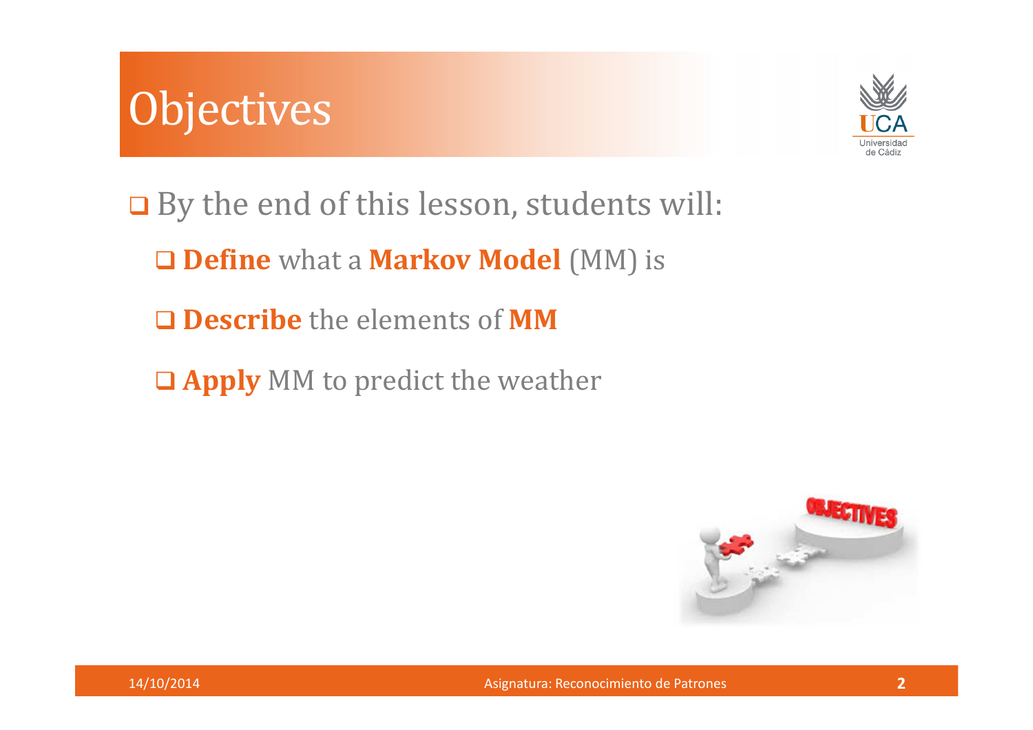# Objectives

- By the end of this lesson, students will:
  - **Define** what a **Markov Model** (MM) is
  - **Describe** the elements of **MM**
  - **Apply** MM to predict the weather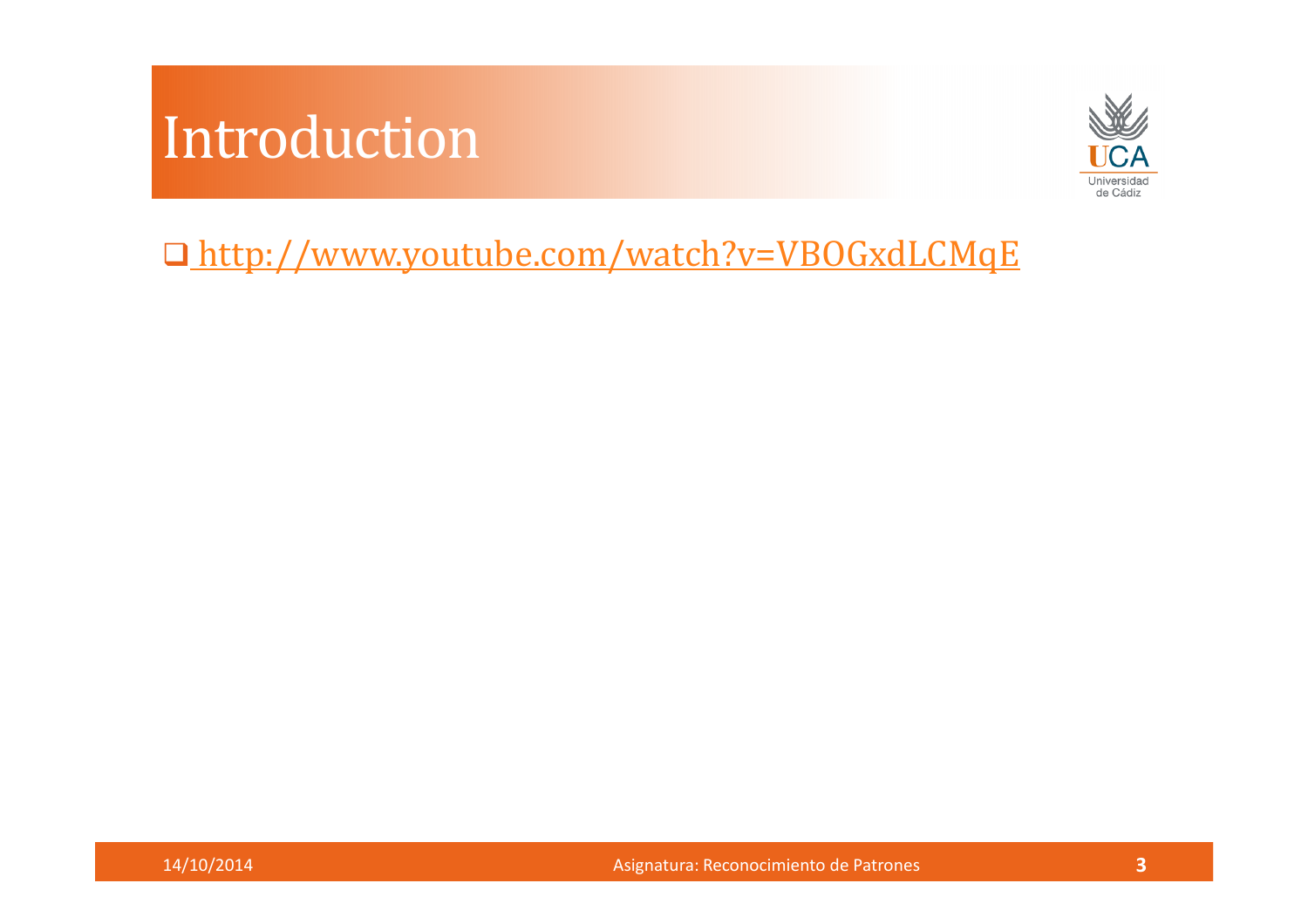# Introduction

- http://www.youtube.com/watch?v=VBOGxdLCMqE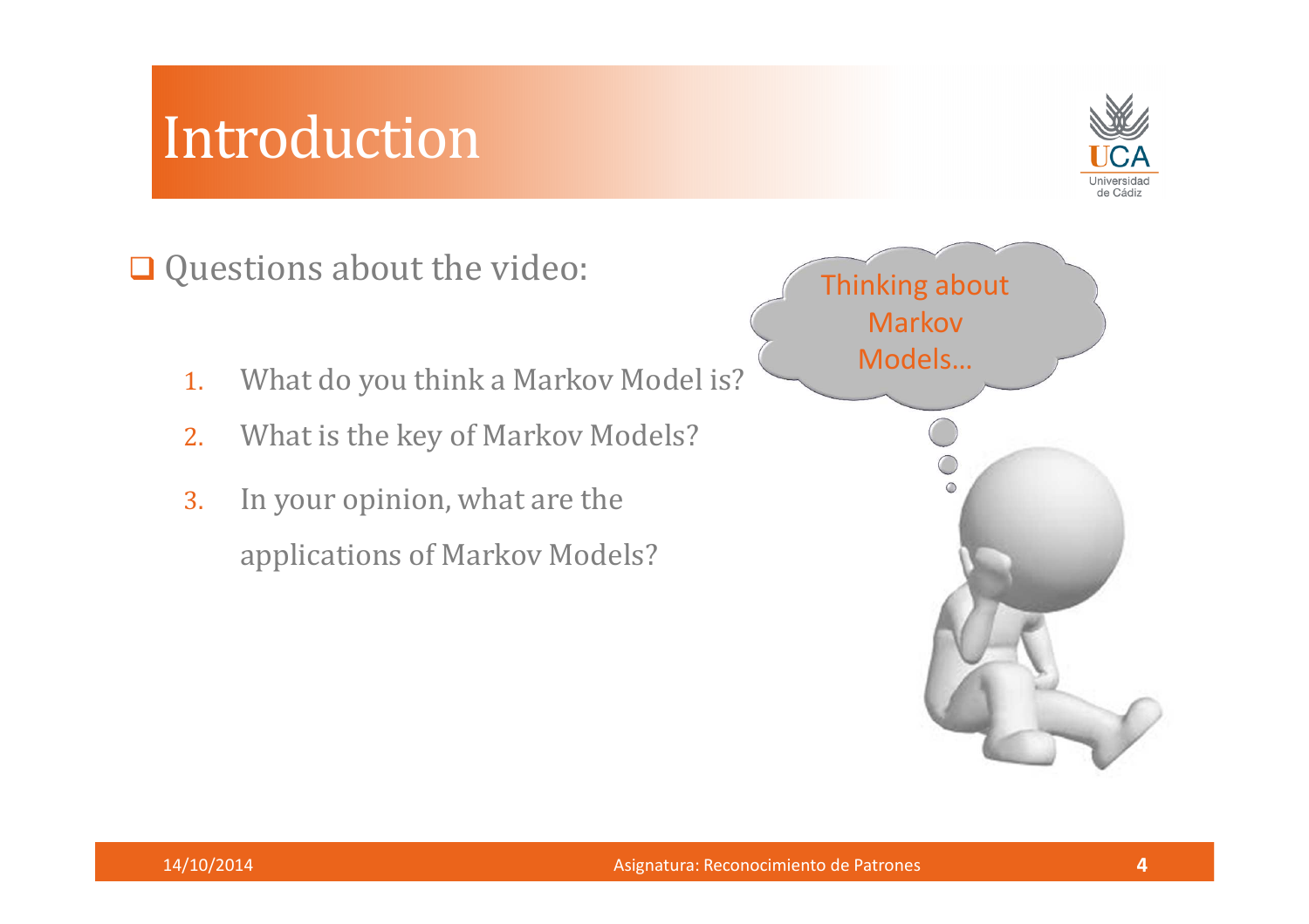# Introduction

- Questions about the video:

1. What do you think a Markov Model is?
2. What is the key of Markov Models?
3. In your opinion, what are the applications of Markov Models?

Thinking about Markov Models…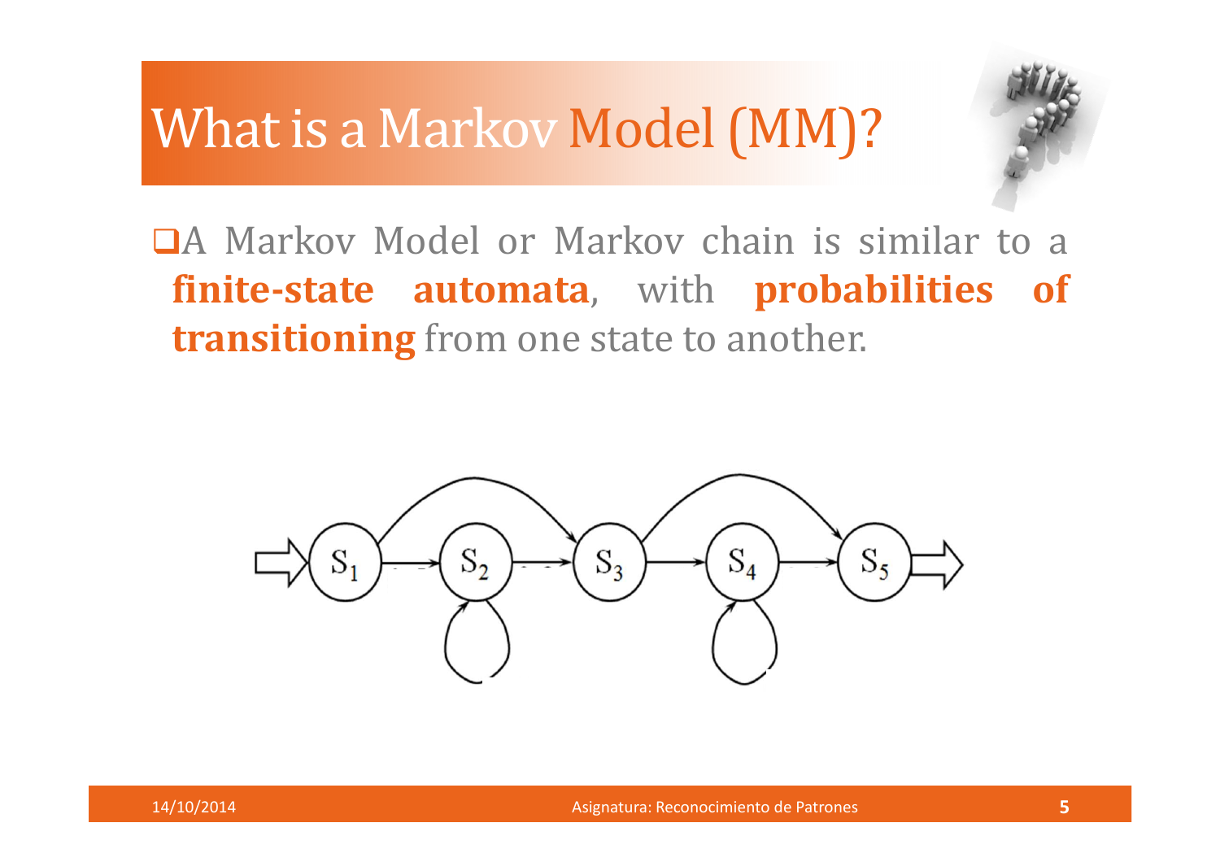# What is a Markov Model (MM)?

- A Markov Model or Markov chain is similar to a **finite-state automata**, with **probabilities of transitioning** from one state to another.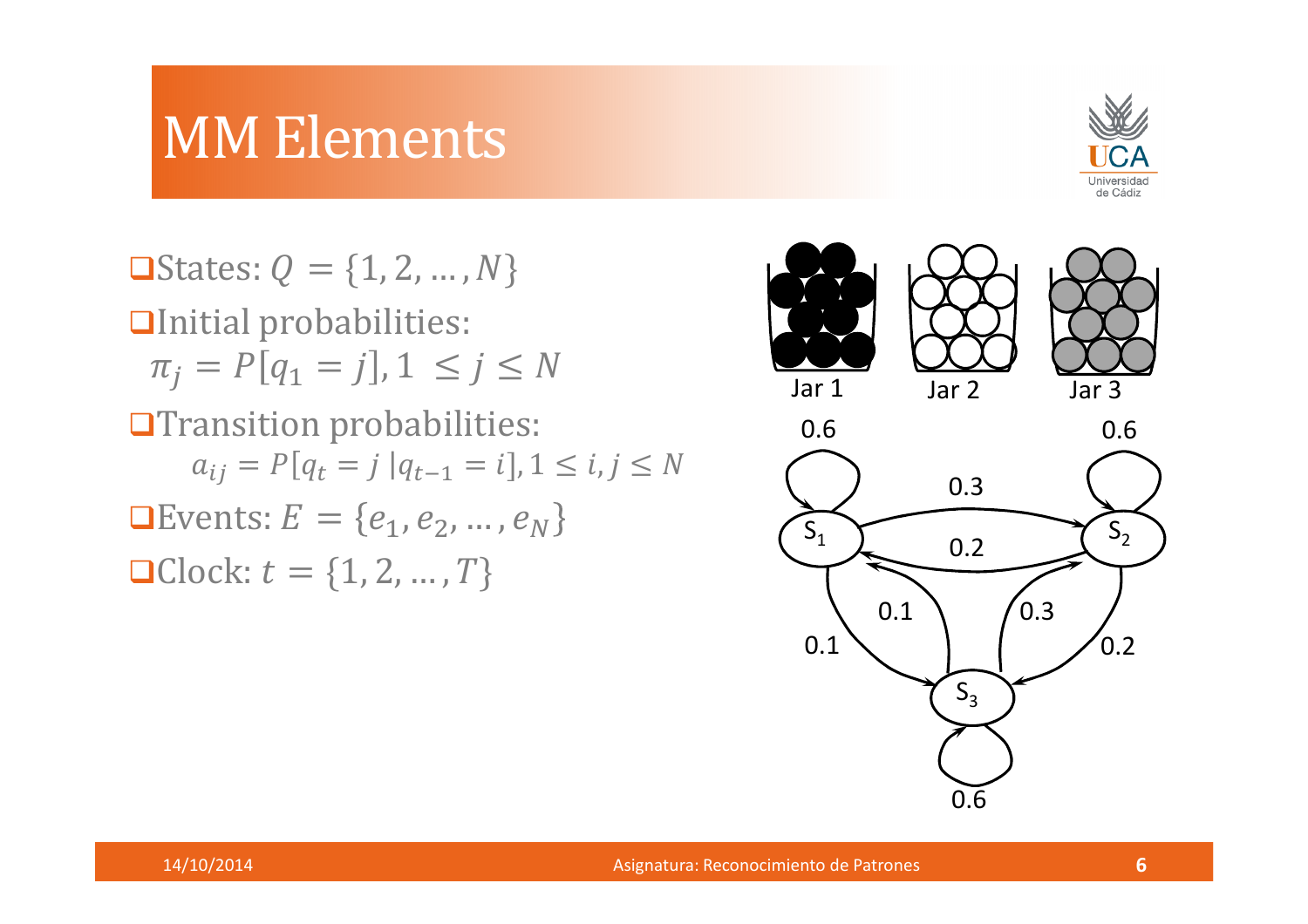# MM Elements

- States: $Q = \{1, 2, \dots, N\}$
- Initial probabilities: $\pi_j = P[q_1 = j], 1 \le j \le N$
- Transition probabilities: $a_{ij} = P[q_t = j \mid q_{t-1} = i], 1 \le i, j \le N$
- Events: $E = \{e_1, e_2, \dots, e_N\}$
- Clock: $t = \{1, 2, \dots, T\}$

Jar 1 Jar 2 Jar 3

$S_1$ $S_2$ $S_3$

0.6 0.6 0.3 0.2 0.1 0.3 0.1 0.2 0.6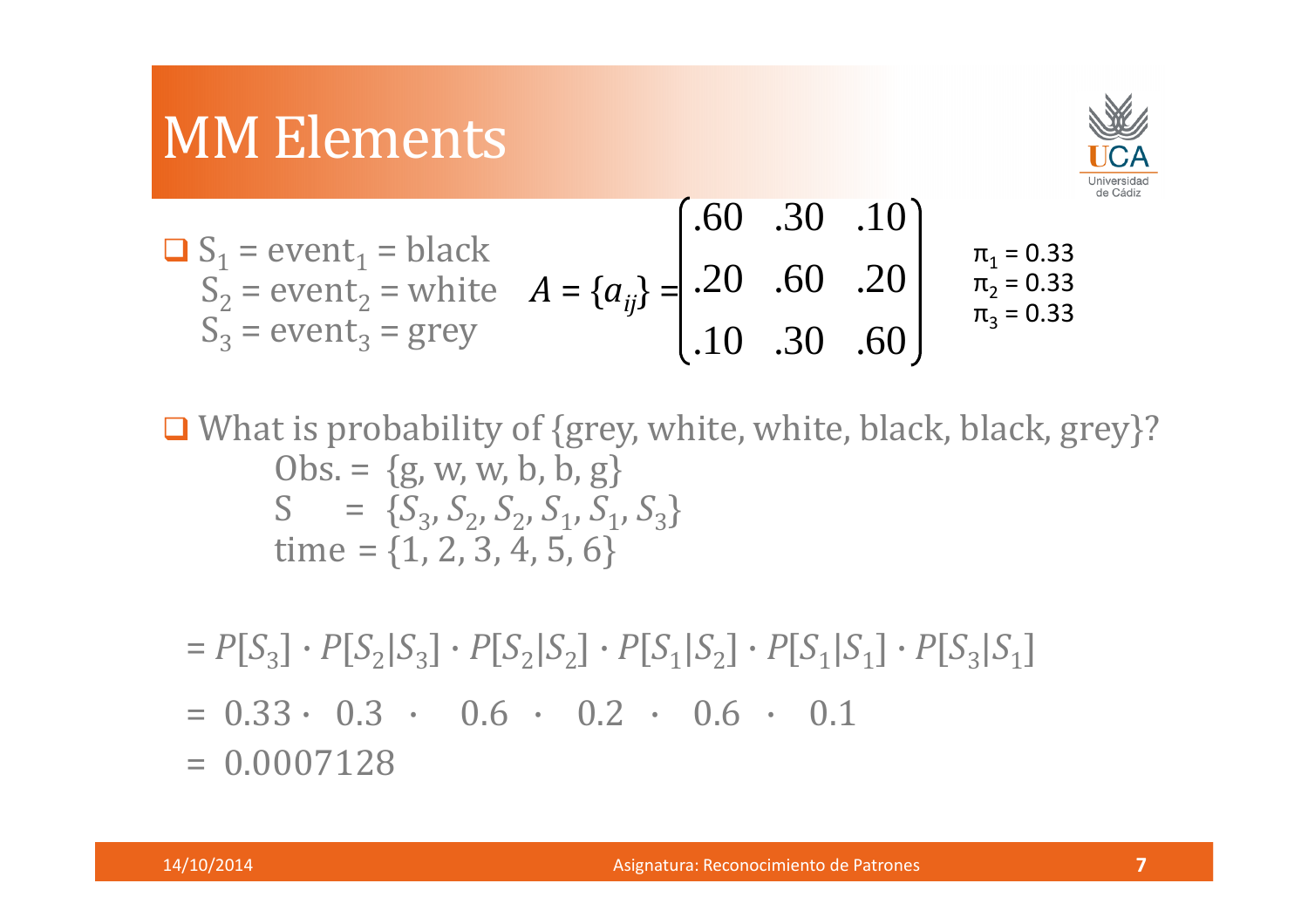# MM Elements

- $S_1$ = $\text{event}_1$ = black
  $S_2$ = $\text{event}_2$ = white
  $S_3$ = $\text{event}_3$ = grey

$$A = \{a_{ij}\} = \begin{pmatrix} .60 & .30 & .10 \\ .20 & .60 & .20 \\ .10 & .30 & .60 \end{pmatrix}$$

$\pi_1 = 0.33$
$\pi_2 = 0.33$
$\pi_3 = 0.33$

- What is probability of {grey, white, white, black, black, grey}?

  Obs. = {g, w, w, b, b, g}
  S = $\{S_3, S_2, S_2, S_1, S_1, S_3\}$
  time = {1, 2, 3, 4, 5, 6}

$$= P[S_3] \cdot P[S_2|S_3] \cdot P[S_2|S_2] \cdot P[S_1|S_2] \cdot P[S_1|S_1] \cdot P[S_3|S_1]$$

$$= 0.33 \cdot 0.3 \cdot 0.6 \cdot 0.2 \cdot 0.6 \cdot 0.1$$

$$= 0.0007128$$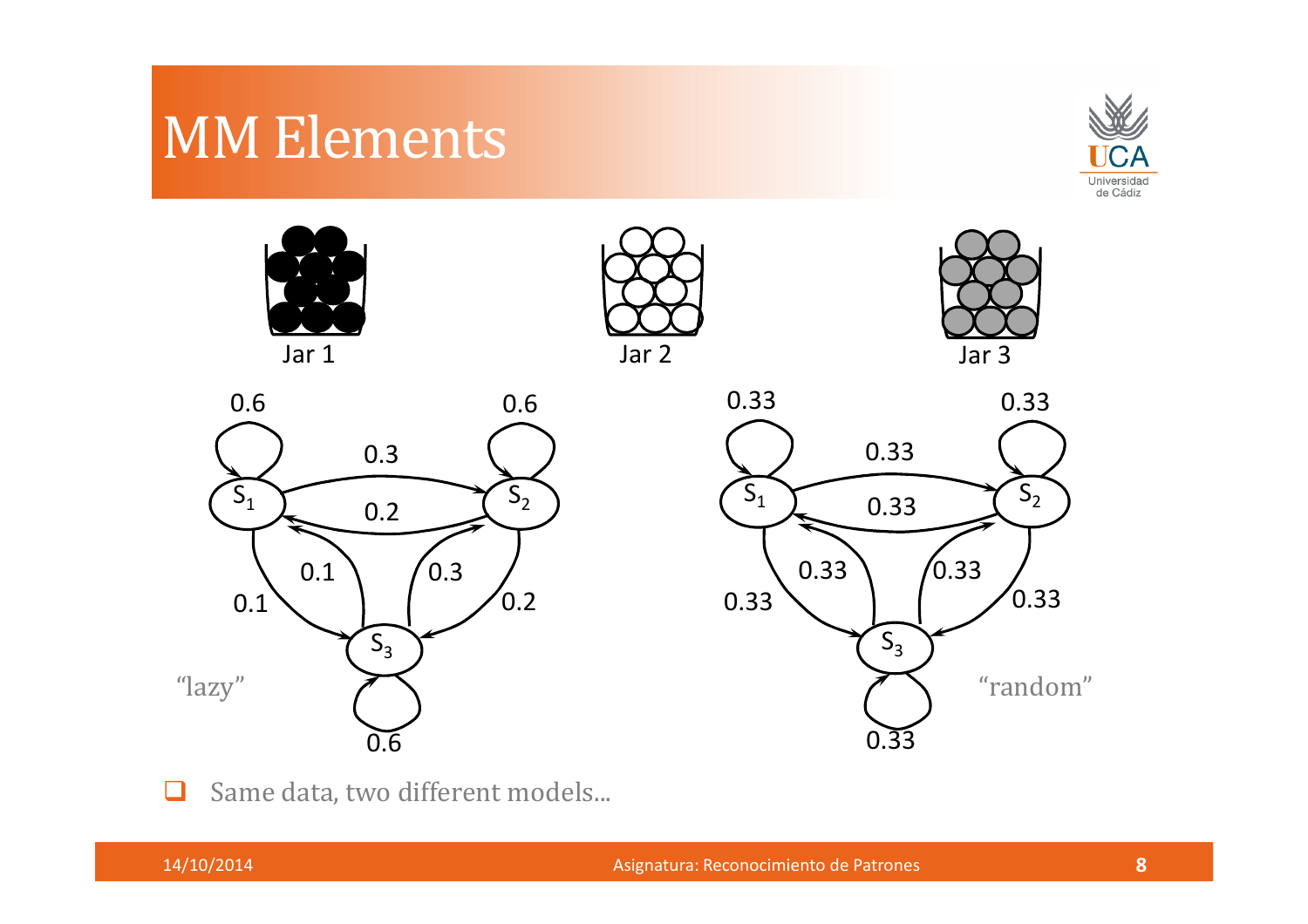# MM Elements

Jar 1　　　Jar 2　　　Jar 3

"lazy"

"random"

- Same data, two different models...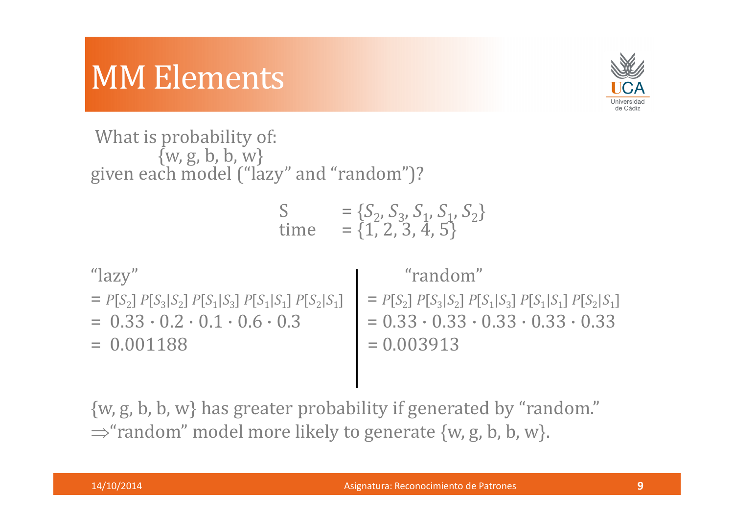# MM Elements

What is probability of:

{w, g, b, b, w}

given each model ("lazy" and "random")?

$$S = \{S_2, S_3, S_1, S_1, S_2\}$$
$$\text{time} = \{1, 2, 3, 4, 5\}$$

"lazy"

$= P[S_2]\, P[S_3|S_2]\, P[S_1|S_3]\, P[S_1|S_1]\, P[S_2|S_1]$

$= 0.33 \cdot 0.2 \cdot 0.1 \cdot 0.6 \cdot 0.3$

$= 0.001188$

"random"

$= P[S_2]\, P[S_3|S_2]\, P[S_1|S_3]\, P[S_1|S_1]\, P[S_2|S_1]$

$= 0.33 \cdot 0.33 \cdot 0.33 \cdot 0.33 \cdot 0.33$

$= 0.003913$

{w, g, b, b, w} has greater probability if generated by "random."

$\Rightarrow$"random" model more likely to generate {w, g, b, b, w}.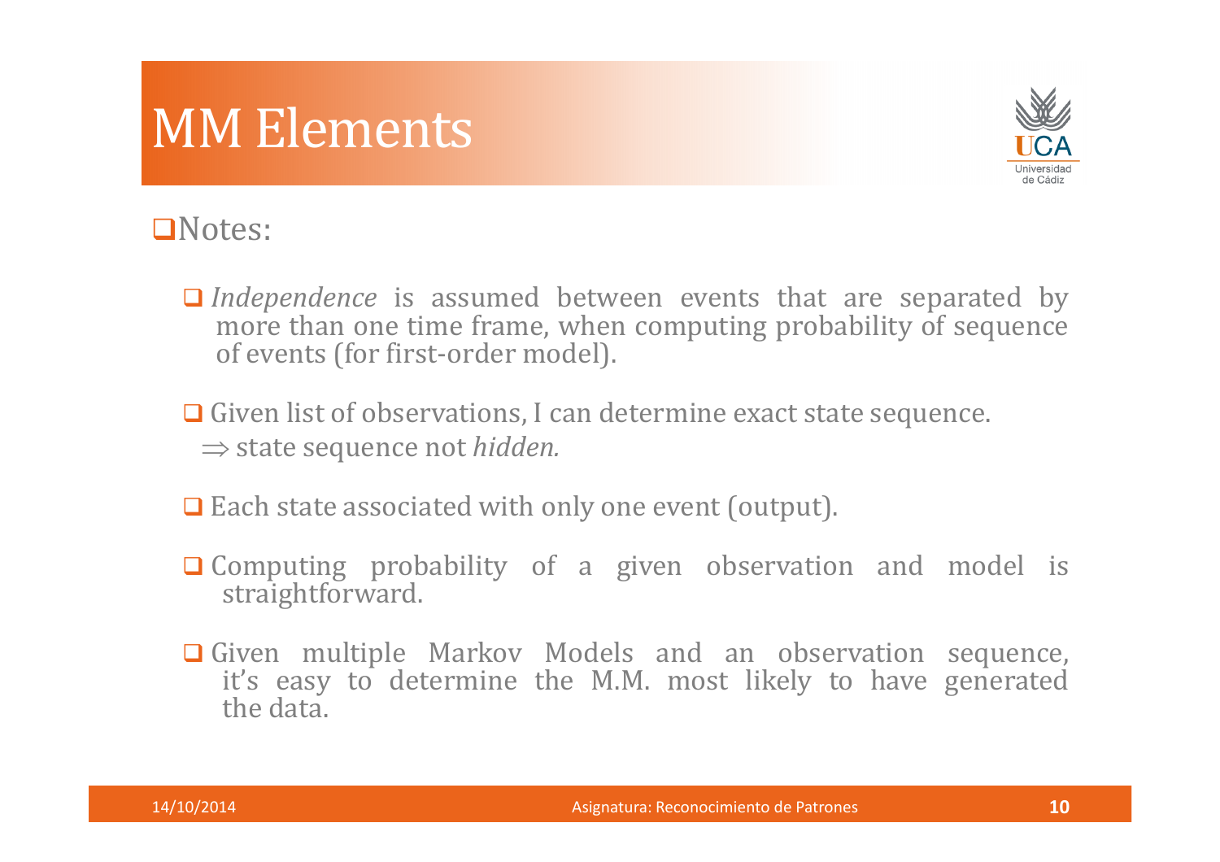# MM Elements

- Notes:

  - *Independence* is assumed between events that are separated by more than one time frame, when computing probability of sequence of events (for first-order model).

  - Given list of observations, I can determine exact state sequence.
    $\Rightarrow$ state sequence not *hidden.*

  - Each state associated with only one event (output).

  - Computing probability of a given observation and model is straightforward.

  - Given multiple Markov Models and an observation sequence, it's easy to determine the M.M. most likely to have generated the data.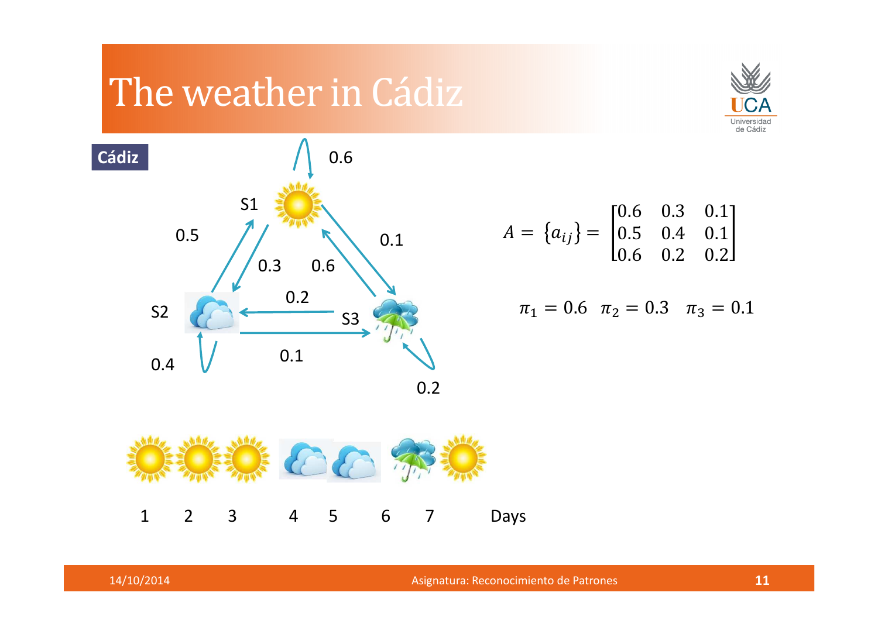# The weather in Cádiz

**Cádiz**

S1, S2, S3

0.6, 0.5, 0.3, 0.6, 0.1, 0.2, 0.1, 0.4, 0.2

$$A = \{a_{ij}\} = \begin{bmatrix} 0.6 & 0.3 & 0.1 \\ 0.5 & 0.4 & 0.1 \\ 0.6 & 0.2 & 0.2 \end{bmatrix}$$

$$\pi_1 = 0.6 \quad \pi_2 = 0.3 \quad \pi_3 = 0.1$$

1 2 3 4 5 6 7 Days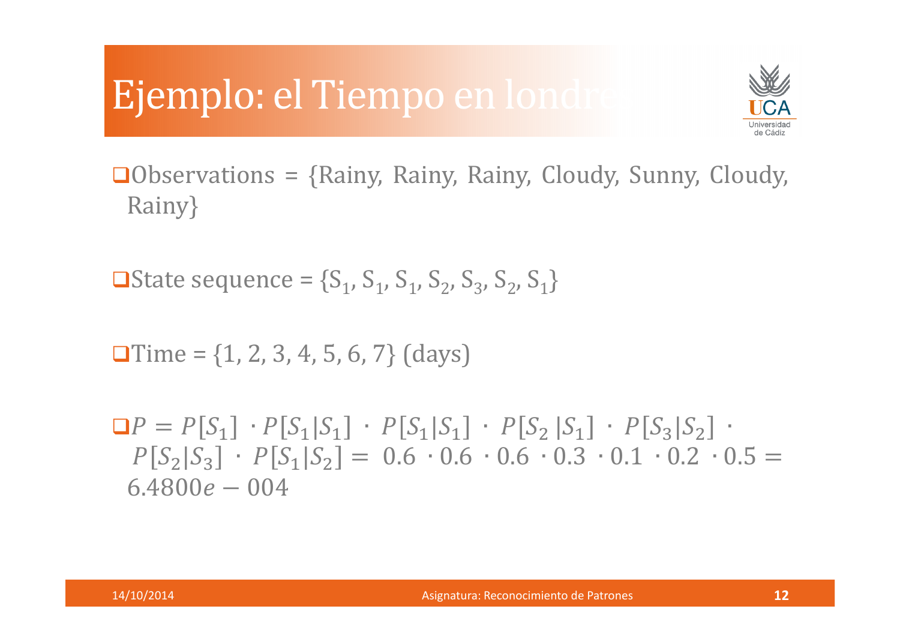# Ejemplo: el Tiempo en londres

- Observations = {Rainy, Rainy, Rainy, Cloudy, Sunny, Cloudy, Rainy}

- State sequence = $\{S_1, S_1, S_1, S_2, S_3, S_2, S_1\}$

- Time = {1, 2, 3, 4, 5, 6, 7} (days)

- $P = P[S_1] \cdot P[S_1|S_1] \cdot P[S_1|S_1] \cdot P[S_2\,|S_1] \cdot P[S_3|S_2] \cdot P[S_2|S_3] \cdot P[S_1|S_2] = 0.6 \cdot 0.6 \cdot 0.6 \cdot 0.3 \cdot 0.1 \cdot 0.2 \cdot 0.5 = 6.4800e-004$